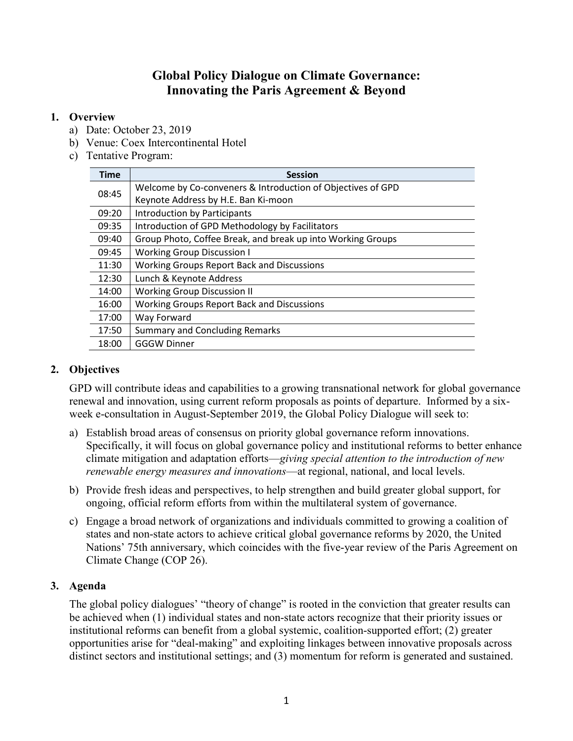# Global Policy Dialogue on Climate Governance: Innovating the Paris Agreement & Beyond

## 1. Overview

a) Date: October 23, 2019
b) Venue: Coex Intercontinental Hotel
c) Tentative Program:

| Time | Session |
|---|---|
| 08:45 | Welcome by Co-conveners & Introduction of Objectives of GPD<br>Keynote Address by H.E. Ban Ki-moon |
| 09:20 | Introduction by Participants |
| 09:35 | Introduction of GPD Methodology by Facilitators |
| 09:40 | Group Photo, Coffee Break, and break up into Working Groups |
| 09:45 | Working Group Discussion I |
| 11:30 | Working Groups Report Back and Discussions |
| 12:30 | Lunch & Keynote Address |
| 14:00 | Working Group Discussion II |
| 16:00 | Working Groups Report Back and Discussions |
| 17:00 | Way Forward |
| 17:50 | Summary and Concluding Remarks |
| 18:00 | GGGW Dinner |

## 2. Objectives

GPD will contribute ideas and capabilities to a growing transnational network for global governance renewal and innovation, using current reform proposals as points of departure. Informed by a six-week e-consultation in August-September 2019, the Global Policy Dialogue will seek to:

a) Establish broad areas of consensus on priority global governance reform innovations. Specifically, it will focus on global governance policy and institutional reforms to better enhance climate mitigation and adaptation efforts—*giving special attention to the introduction of new renewable energy measures and innovations*—at regional, national, and local levels.

b) Provide fresh ideas and perspectives, to help strengthen and build greater global support, for ongoing, official reform efforts from within the multilateral system of governance.

c) Engage a broad network of organizations and individuals committed to growing a coalition of states and non-state actors to achieve critical global governance reforms by 2020, the United Nations' 75th anniversary, which coincides with the five-year review of the Paris Agreement on Climate Change (COP 26).

## 3. Agenda

The global policy dialogues' "theory of change" is rooted in the conviction that greater results can be achieved when (1) individual states and non-state actors recognize that their priority issues or institutional reforms can benefit from a global systemic, coalition-supported effort; (2) greater opportunities arise for "deal-making" and exploiting linkages between innovative proposals across distinct sectors and institutional settings; and (3) momentum for reform is generated and sustained.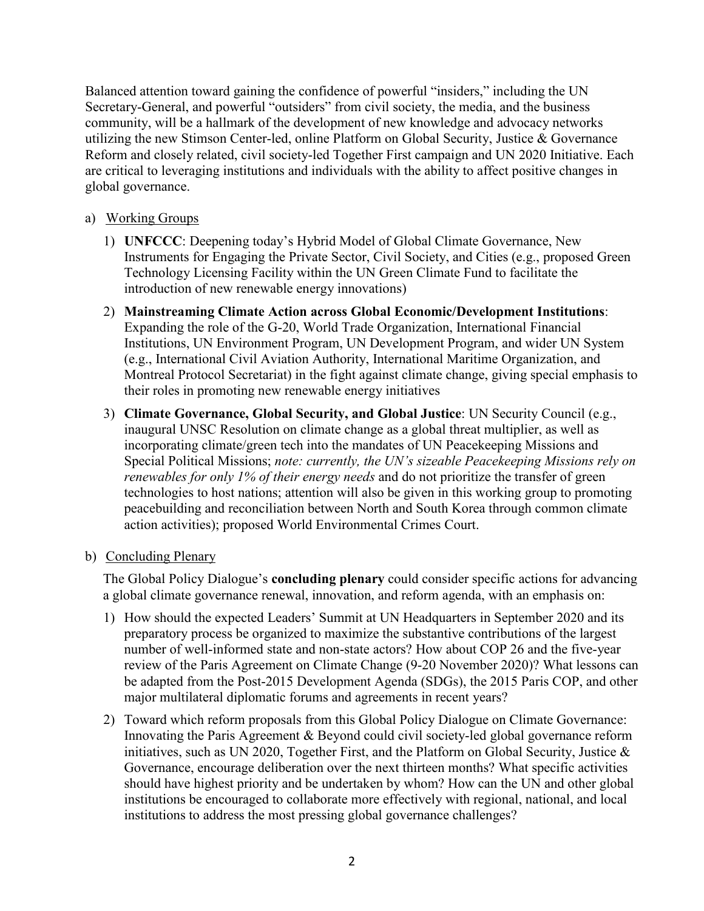Balanced attention toward gaining the confidence of powerful "insiders," including the UN Secretary-General, and powerful "outsiders" from civil society, the media, and the business community, will be a hallmark of the development of new knowledge and advocacy networks utilizing the new Stimson Center-led, online Platform on Global Security, Justice & Governance Reform and closely related, civil society-led Together First campaign and UN 2020 Initiative. Each are critical to leveraging institutions and individuals with the ability to affect positive changes in global governance.

a) Working Groups

1) **UNFCCC**: Deepening today's Hybrid Model of Global Climate Governance, New Instruments for Engaging the Private Sector, Civil Society, and Cities (e.g., proposed Green Technology Licensing Facility within the UN Green Climate Fund to facilitate the introduction of new renewable energy innovations)

2) **Mainstreaming Climate Action across Global Economic/Development Institutions**: Expanding the role of the G-20, World Trade Organization, International Financial Institutions, UN Environment Program, UN Development Program, and wider UN System (e.g., International Civil Aviation Authority, International Maritime Organization, and Montreal Protocol Secretariat) in the fight against climate change, giving special emphasis to their roles in promoting new renewable energy initiatives

3) **Climate Governance, Global Security, and Global Justice**: UN Security Council (e.g., inaugural UNSC Resolution on climate change as a global threat multiplier, as well as incorporating climate/green tech into the mandates of UN Peacekeeping Missions and Special Political Missions; *note: currently, the UN's sizeable Peacekeeping Missions rely on renewables for only 1% of their energy needs* and do not prioritize the transfer of green technologies to host nations; attention will also be given in this working group to promoting peacebuilding and reconciliation between North and South Korea through common climate action activities); proposed World Environmental Crimes Court.

b) Concluding Plenary

The Global Policy Dialogue's **concluding plenary** could consider specific actions for advancing a global climate governance renewal, innovation, and reform agenda, with an emphasis on:

1) How should the expected Leaders' Summit at UN Headquarters in September 2020 and its preparatory process be organized to maximize the substantive contributions of the largest number of well-informed state and non-state actors? How about COP 26 and the five-year review of the Paris Agreement on Climate Change (9-20 November 2020)? What lessons can be adapted from the Post-2015 Development Agenda (SDGs), the 2015 Paris COP, and other major multilateral diplomatic forums and agreements in recent years?

2) Toward which reform proposals from this Global Policy Dialogue on Climate Governance: Innovating the Paris Agreement & Beyond could civil society-led global governance reform initiatives, such as UN 2020, Together First, and the Platform on Global Security, Justice & Governance, encourage deliberation over the next thirteen months? What specific activities should have highest priority and be undertaken by whom? How can the UN and other global institutions be encouraged to collaborate more effectively with regional, national, and local institutions to address the most pressing global governance challenges?